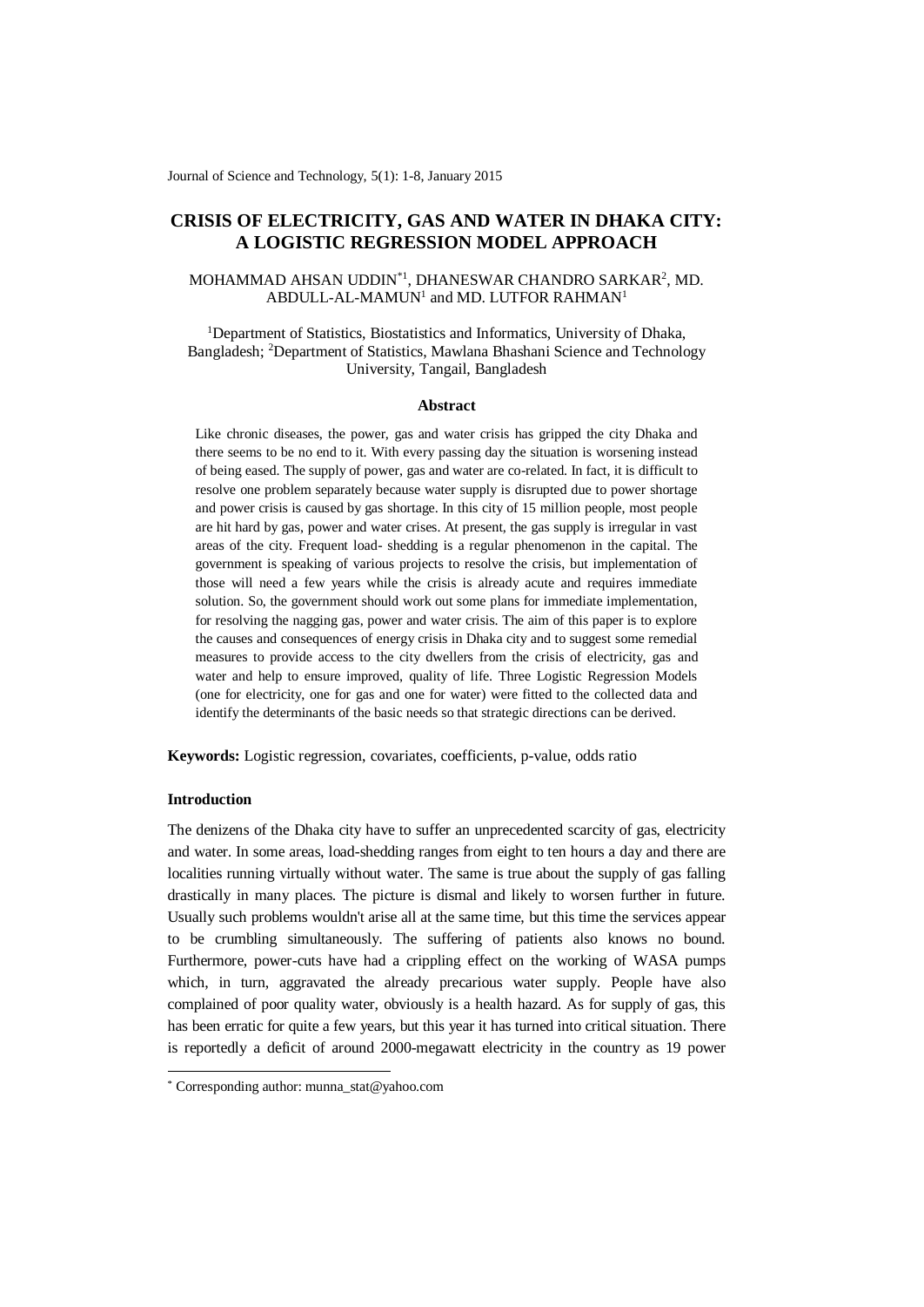# CRISIS OF ELECTRICITY, GAS AND WATER IN DHAKA CITY: A LOGISTIC REGRESSION MODEL APPROACH

MOHAMMAD AHSAN UDDIN[*1], DHANESWAR CHANDRO SARKAR[2], MD. ABDULL-AL-MAMUN[1] and MD. LUTFOR RAHMAN[1]

[1]Department of Statistics, Biostatistics and Informatics, University of Dhaka, Bangladesh; [2]Department of Statistics, Mawlana Bhashani Science and Technology University, Tangail, Bangladesh

### Abstract

Like chronic diseases, the power, gas and water crisis has gripped the city Dhaka and there seems to be no end to it. With every passing day the situation is worsening instead of being eased. The supply of power, gas and water are co-related. In fact, it is difficult to resolve one problem separately because water supply is disrupted due to power shortage and power crisis is caused by gas shortage. In this city of 15 million people, most people are hit hard by gas, power and water crises. At present, the gas supply is irregular in vast areas of the city. Frequent load- shedding is a regular phenomenon in the capital. The government is speaking of various projects to resolve the crisis, but implementation of those will need a few years while the crisis is already acute and requires immediate solution. So, the government should work out some plans for immediate implementation, for resolving the nagging gas, power and water crisis. The aim of this paper is to explore the causes and consequences of energy crisis in Dhaka city and to suggest some remedial measures to provide access to the city dwellers from the crisis of electricity, gas and water and help to ensure improved, quality of life. Three Logistic Regression Models (one for electricity, one for gas and one for water) were fitted to the collected data and identify the determinants of the basic needs so that strategic directions can be derived.

**Keywords:** Logistic regression, covariates, coefficients, p-value, odds ratio

### Introduction

The denizens of the Dhaka city have to suffer an unprecedented scarcity of gas, electricity and water. In some areas, load-shedding ranges from eight to ten hours a day and there are localities running virtually without water. The same is true about the supply of gas falling drastically in many places. The picture is dismal and likely to worsen further in future. Usually such problems wouldn't arise all at the same time, but this time the services appear to be crumbling simultaneously. The suffering of patients also knows no bound. Furthermore, power-cuts have had a crippling effect on the working of WASA pumps which, in turn, aggravated the already precarious water supply. People have also complained of poor quality water, obviously is a health hazard. As for supply of gas, this has been erratic for quite a few years, but this year it has turned into critical situation. There is reportedly a deficit of around 2000-megawatt electricity in the country as 19 power

[*] Corresponding author: munna_stat@yahoo.com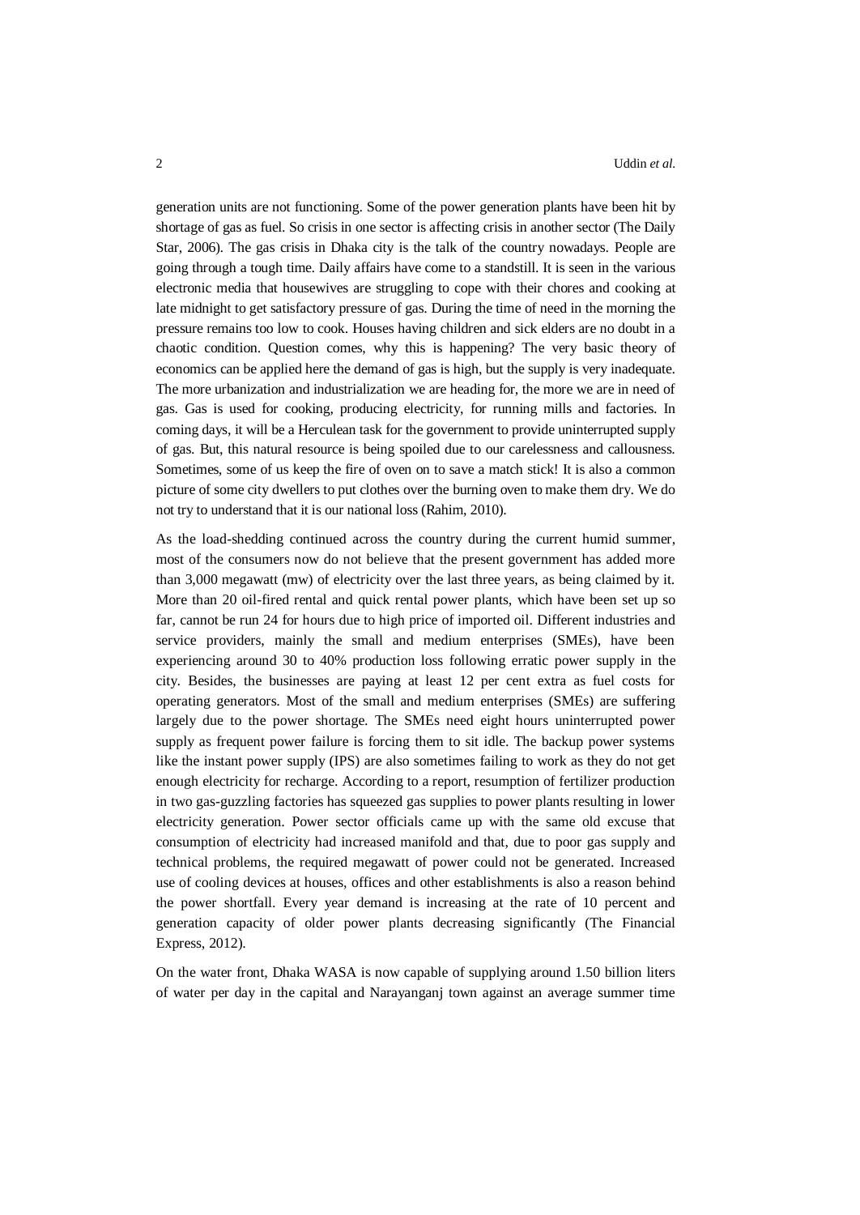generation units are not functioning. Some of the power generation plants have been hit by shortage of gas as fuel. So crisis in one sector is affecting crisis in another sector (The Daily Star, 2006). The gas crisis in Dhaka city is the talk of the country nowadays. People are going through a tough time. Daily affairs have come to a standstill. It is seen in the various electronic media that housewives are struggling to cope with their chores and cooking at late midnight to get satisfactory pressure of gas. During the time of need in the morning the pressure remains too low to cook. Houses having children and sick elders are no doubt in a chaotic condition. Question comes, why this is happening? The very basic theory of economics can be applied here the demand of gas is high, but the supply is very inadequate. The more urbanization and industrialization we are heading for, the more we are in need of gas. Gas is used for cooking, producing electricity, for running mills and factories. In coming days, it will be a Herculean task for the government to provide uninterrupted supply of gas. But, this natural resource is being spoiled due to our carelessness and callousness. Sometimes, some of us keep the fire of oven on to save a match stick! It is also a common picture of some city dwellers to put clothes over the burning oven to make them dry. We do not try to understand that it is our national loss (Rahim, 2010).

As the load-shedding continued across the country during the current humid summer, most of the consumers now do not believe that the present government has added more than 3,000 megawatt (mw) of electricity over the last three years, as being claimed by it. More than 20 oil-fired rental and quick rental power plants, which have been set up so far, cannot be run 24 for hours due to high price of imported oil. Different industries and service providers, mainly the small and medium enterprises (SMEs), have been experiencing around 30 to 40% production loss following erratic power supply in the city. Besides, the businesses are paying at least 12 per cent extra as fuel costs for operating generators. Most of the small and medium enterprises (SMEs) are suffering largely due to the power shortage. The SMEs need eight hours uninterrupted power supply as frequent power failure is forcing them to sit idle. The backup power systems like the instant power supply (IPS) are also sometimes failing to work as they do not get enough electricity for recharge. According to a report, resumption of fertilizer production in two gas-guzzling factories has squeezed gas supplies to power plants resulting in lower electricity generation. Power sector officials came up with the same old excuse that consumption of electricity had increased manifold and that, due to poor gas supply and technical problems, the required megawatt of power could not be generated. Increased use of cooling devices at houses, offices and other establishments is also a reason behind the power shortfall. Every year demand is increasing at the rate of 10 percent and generation capacity of older power plants decreasing significantly (The Financial Express, 2012).

On the water front, Dhaka WASA is now capable of supplying around 1.50 billion liters of water per day in the capital and Narayanganj town against an average summer time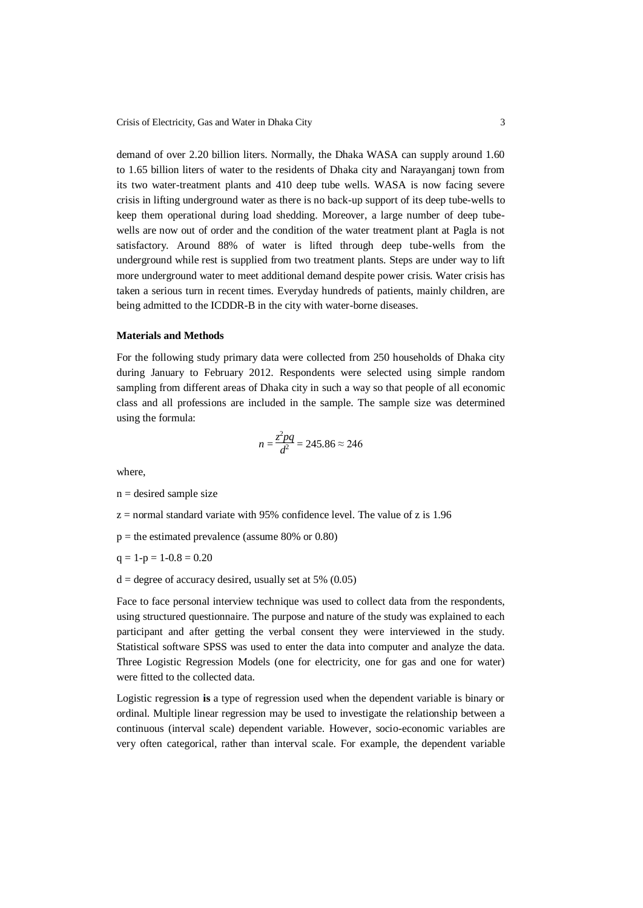demand of over 2.20 billion liters. Normally, the Dhaka WASA can supply around 1.60 to 1.65 billion liters of water to the residents of Dhaka city and Narayanganj town from its two water-treatment plants and 410 deep tube wells. WASA is now facing severe crisis in lifting underground water as there is no back-up support of its deep tube-wells to keep them operational during load shedding. Moreover, a large number of deep tube-wells are now out of order and the condition of the water treatment plant at Pagla is not satisfactory. Around 88% of water is lifted through deep tube-wells from the underground while rest is supplied from two treatment plants. Steps are under way to lift more underground water to meet additional demand despite power crisis. Water crisis has taken a serious turn in recent times. Everyday hundreds of patients, mainly children, are being admitted to the ICDDR-B in the city with water-borne diseases.

**Materials and Methods**

For the following study primary data were collected from 250 households of Dhaka city during January to February 2012. Respondents were selected using simple random sampling from different areas of Dhaka city in such a way so that people of all economic class and all professions are included in the sample. The sample size was determined using the formula:

$$n = \frac{z^2pq}{d^2} = 245.86 \approx 246$$

where,

n = desired sample size

z = normal standard variate with 95% confidence level. The value of z is 1.96

p = the estimated prevalence (assume 80% or 0.80)

q = 1-p = 1-0.8 = 0.20

d = degree of accuracy desired, usually set at 5% (0.05)

Face to face personal interview technique was used to collect data from the respondents, using structured questionnaire. The purpose and nature of the study was explained to each participant and after getting the verbal consent they were interviewed in the study. Statistical software SPSS was used to enter the data into computer and analyze the data. Three Logistic Regression Models (one for electricity, one for gas and one for water) were fitted to the collected data.

Logistic regression **is** a type of regression used when the dependent variable is binary or ordinal. Multiple linear regression may be used to investigate the relationship between a continuous (interval scale) dependent variable. However, socio-economic variables are very often categorical, rather than interval scale. For example, the dependent variable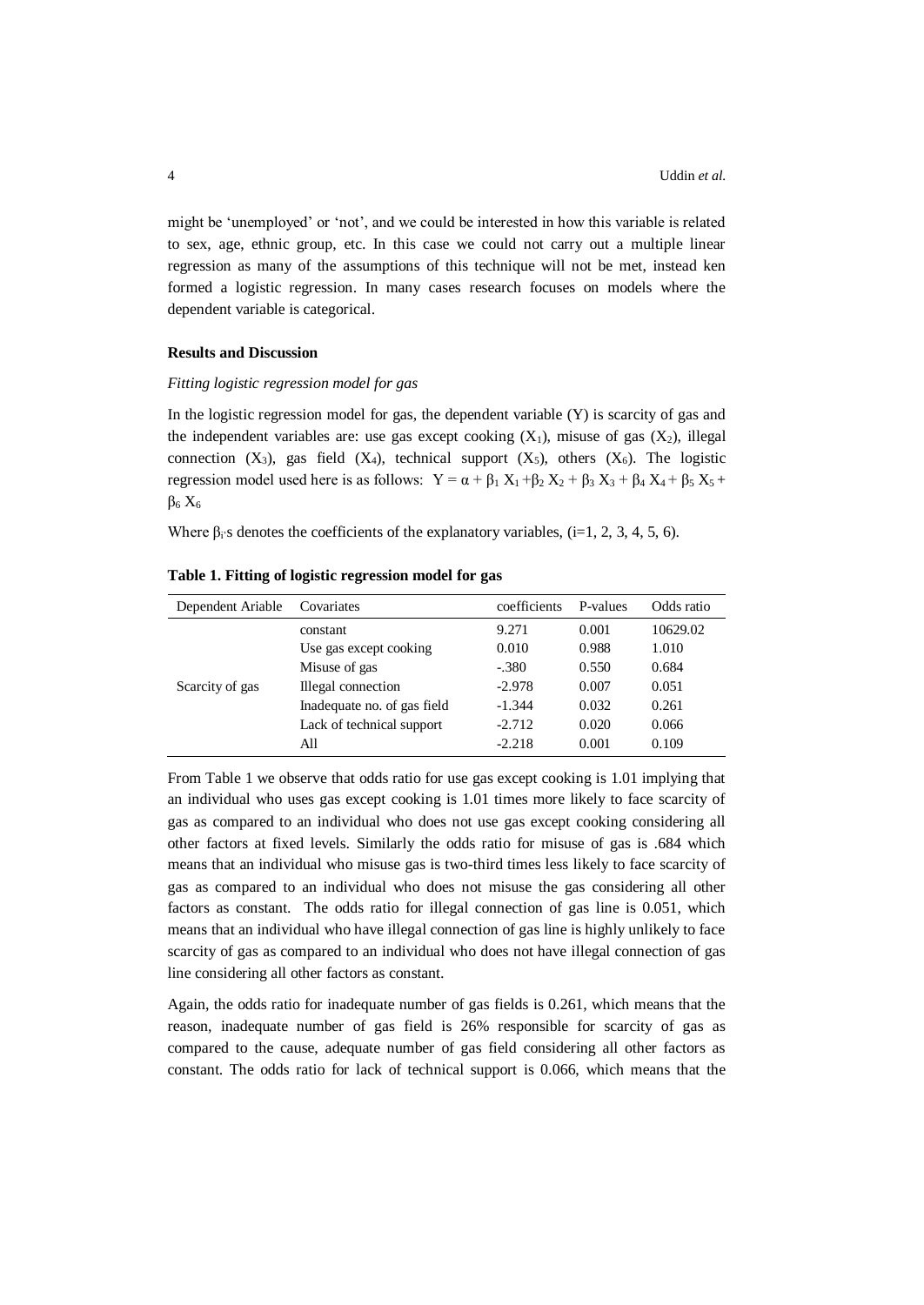might be 'unemployed' or 'not', and we could be interested in how this variable is related to sex, age, ethnic group, etc. In this case we could not carry out a multiple linear regression as many of the assumptions of this technique will not be met, instead ken formed a logistic regression. In many cases research focuses on models where the dependent variable is categorical.

**Results and Discussion**

*Fitting logistic regression model for gas*

In the logistic regression model for gas, the dependent variable (Y) is scarcity of gas and the independent variables are: use gas except cooking ($X_1$), misuse of gas ($X_2$), illegal connection ($X_3$), gas field ($X_4$), technical support ($X_5$), others ($X_6$). The logistic regression model used here is as follows: $Y = \alpha + \beta_1 X_1 + \beta_2 X_2 + \beta_3 X_3 + \beta_4 X_4 + \beta_5 X_5 + \beta_6 X_6$

Where $\beta_i$'s denotes the coefficients of the explanatory variables, (i=1, 2, 3, 4, 5, 6).

**Table 1. Fitting of logistic regression model for gas**

| Dependent Ariable | Covariates | coefficients | P-values | Odds ratio |
|---|---|---|---|---|
| Scarcity of gas | constant | 9.271 | 0.001 | 10629.02 |
| | Use gas except cooking | 0.010 | 0.988 | 1.010 |
| | Misuse of gas | -.380 | 0.550 | 0.684 |
| | Illegal connection | -2.978 | 0.007 | 0.051 |
| | Inadequate no. of gas field | -1.344 | 0.032 | 0.261 |
| | Lack of technical support | -2.712 | 0.020 | 0.066 |
| | All | -2.218 | 0.001 | 0.109 |

From Table 1 we observe that odds ratio for use gas except cooking is 1.01 implying that an individual who uses gas except cooking is 1.01 times more likely to face scarcity of gas as compared to an individual who does not use gas except cooking considering all other factors at fixed levels. Similarly the odds ratio for misuse of gas is .684 which means that an individual who misuse gas is two-third times less likely to face scarcity of gas as compared to an individual who does not misuse the gas considering all other factors as constant. The odds ratio for illegal connection of gas line is 0.051, which means that an individual who have illegal connection of gas line is highly unlikely to face scarcity of gas as compared to an individual who does not have illegal connection of gas line considering all other factors as constant.

Again, the odds ratio for inadequate number of gas fields is 0.261, which means that the reason, inadequate number of gas field is 26% responsible for scarcity of gas as compared to the cause, adequate number of gas field considering all other factors as constant. The odds ratio for lack of technical support is 0.066, which means that the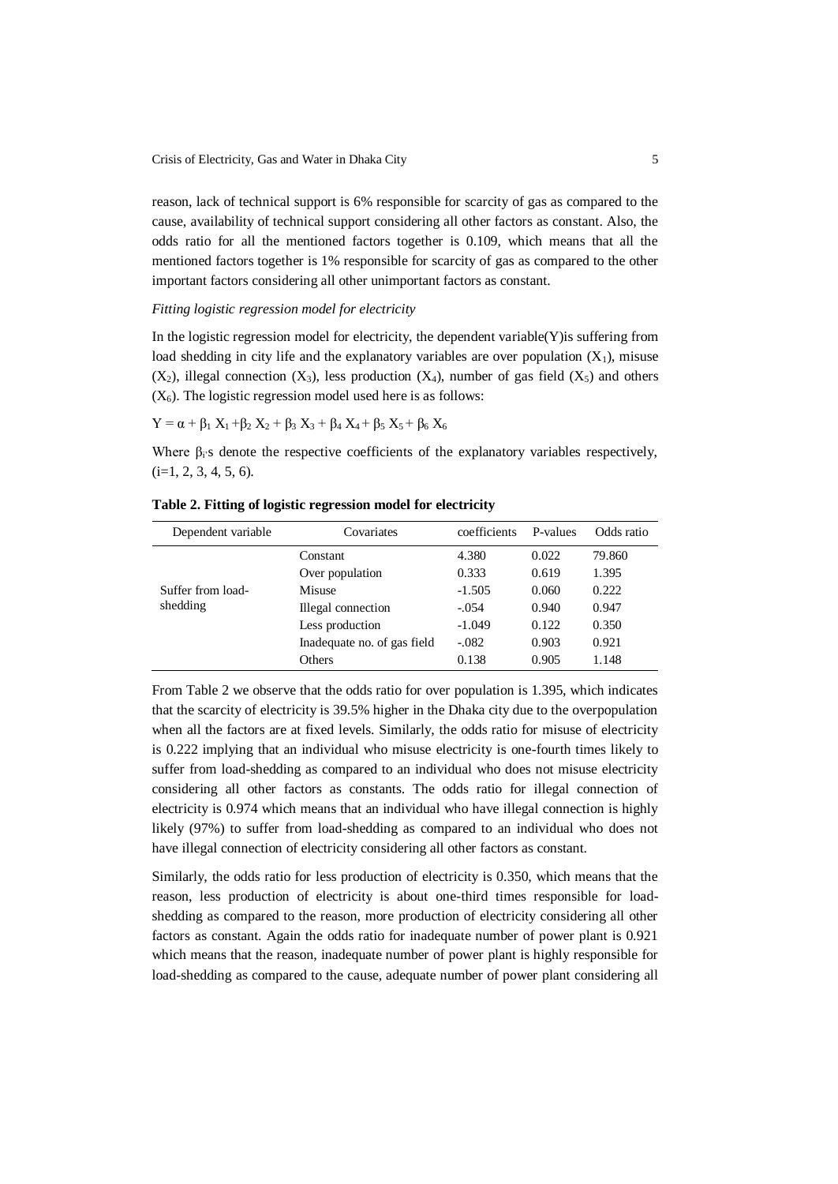reason, lack of technical support is 6% responsible for scarcity of gas as compared to the cause, availability of technical support considering all other factors as constant. Also, the odds ratio for all the mentioned factors together is 0.109, which means that all the mentioned factors together is 1% responsible for scarcity of gas as compared to the other important factors considering all other unimportant factors as constant.

*Fitting logistic regression model for electricity*

In the logistic regression model for electricity, the dependent variable(Y)is suffering from load shedding in city life and the explanatory variables are over population ($X_1$), misuse ($X_2$), illegal connection ($X_3$), less production ($X_4$), number of gas field ($X_5$) and others ($X_6$). The logistic regression model used here is as follows:

$$Y = \alpha + \beta_1 X_1 + \beta_2 X_2 + \beta_3 X_3 + \beta_4 X_4 + \beta_5 X_5 + \beta_6 X_6$$

Where $\beta_i$s denote the respective coefficients of the explanatory variables respectively, (i=1, 2, 3, 4, 5, 6).

**Table 2. Fitting of logistic regression model for electricity**

| Dependent variable | Covariates | coefficients | P-values | Odds ratio |
|---|---|---|---|---|
| Suffer from load-shedding | Constant | 4.380 | 0.022 | 79.860 |
| | Over population | 0.333 | 0.619 | 1.395 |
| | Misuse | -1.505 | 0.060 | 0.222 |
| | Illegal connection | -.054 | 0.940 | 0.947 |
| | Less production | -1.049 | 0.122 | 0.350 |
| | Inadequate no. of gas field | -.082 | 0.903 | 0.921 |
| | Others | 0.138 | 0.905 | 1.148 |

From Table 2 we observe that the odds ratio for over population is 1.395, which indicates that the scarcity of electricity is 39.5% higher in the Dhaka city due to the overpopulation when all the factors are at fixed levels. Similarly, the odds ratio for misuse of electricity is 0.222 implying that an individual who misuse electricity is one-fourth times likely to suffer from load-shedding as compared to an individual who does not misuse electricity considering all other factors as constants. The odds ratio for illegal connection of electricity is 0.974 which means that an individual who have illegal connection is highly likely (97%) to suffer from load-shedding as compared to an individual who does not have illegal connection of electricity considering all other factors as constant.

Similarly, the odds ratio for less production of electricity is 0.350, which means that the reason, less production of electricity is about one-third times responsible for load-shedding as compared to the reason, more production of electricity considering all other factors as constant. Again the odds ratio for inadequate number of power plant is 0.921 which means that the reason, inadequate number of power plant is highly responsible for load-shedding as compared to the cause, adequate number of power plant considering all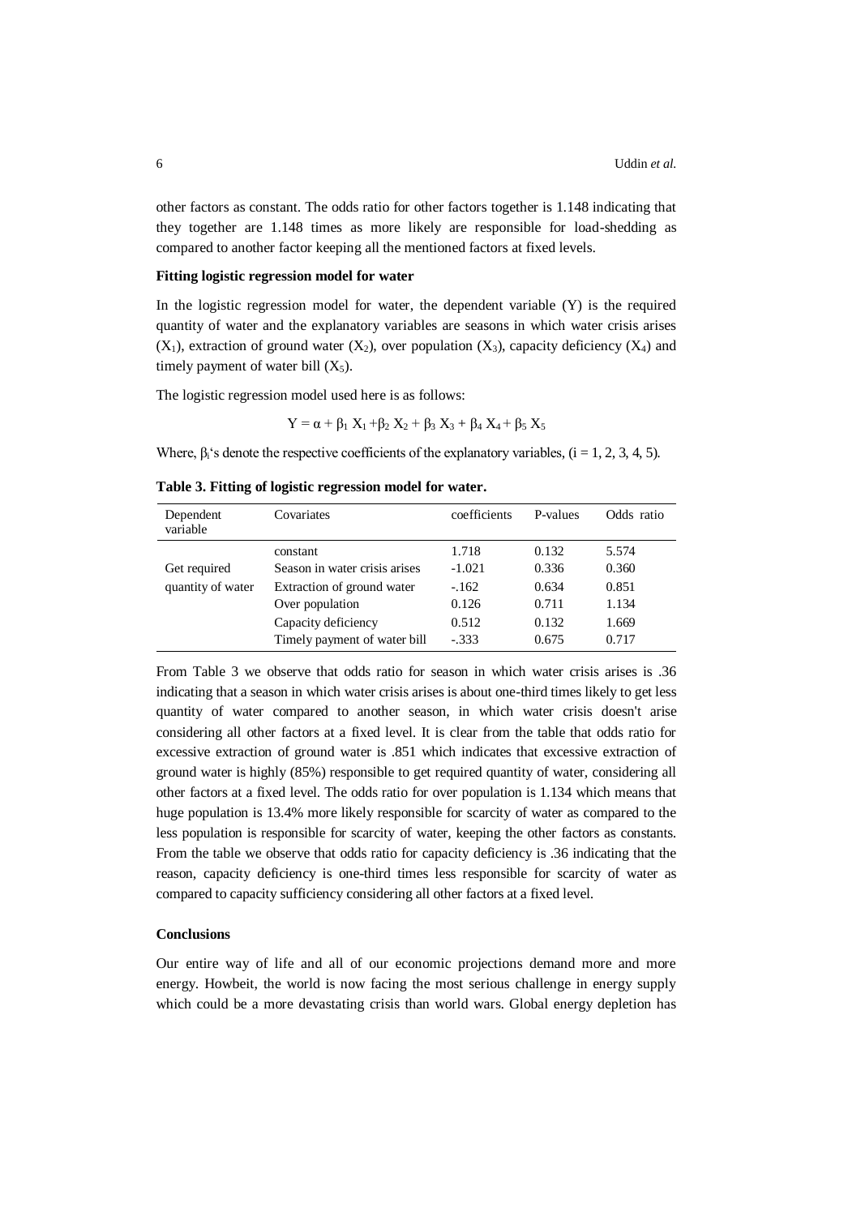other factors as constant. The odds ratio for other factors together is 1.148 indicating that they together are 1.148 times as more likely are responsible for load-shedding as compared to another factor keeping all the mentioned factors at fixed levels.

**Fitting logistic regression model for water**

In the logistic regression model for water, the dependent variable (Y) is the required quantity of water and the explanatory variables are seasons in which water crisis arises ($X_1$), extraction of ground water ($X_2$), over population ($X_3$), capacity deficiency ($X_4$) and timely payment of water bill ($X_5$).

The logistic regression model used here is as follows:

$$Y = \alpha + \beta_1 X_1 + \beta_2 X_2 + \beta_3 X_3 + \beta_4 X_4 + \beta_5 X_5$$

Where, $\beta_i$'s denote the respective coefficients of the explanatory variables, ($i = 1, 2, 3, 4, 5$).

**Table 3. Fitting of logistic regression model for water.**

| Dependent variable | Covariates | coefficients | P-values | Odds ratio |
|---|---|---|---|---|
| | constant | 1.718 | 0.132 | 5.574 |
| Get required quantity of water | Season in water crisis arises | -1.021 | 0.336 | 0.360 |
| | Extraction of ground water | -.162 | 0.634 | 0.851 |
| | Over population | 0.126 | 0.711 | 1.134 |
| | Capacity deficiency | 0.512 | 0.132 | 1.669 |
| | Timely payment of water bill | -.333 | 0.675 | 0.717 |

From Table 3 we observe that odds ratio for season in which water crisis arises is .36 indicating that a season in which water crisis arises is about one-third times likely to get less quantity of water compared to another season, in which water crisis doesn't arise considering all other factors at a fixed level. It is clear from the table that odds ratio for excessive extraction of ground water is .851 which indicates that excessive extraction of ground water is highly (85%) responsible to get required quantity of water, considering all other factors at a fixed level. The odds ratio for over population is 1.134 which means that huge population is 13.4% more likely responsible for scarcity of water as compared to the less population is responsible for scarcity of water, keeping the other factors as constants. From the table we observe that odds ratio for capacity deficiency is .36 indicating that the reason, capacity deficiency is one-third times less responsible for scarcity of water as compared to capacity sufficiency considering all other factors at a fixed level.

**Conclusions**

Our entire way of life and all of our economic projections demand more and more energy. Howbeit, the world is now facing the most serious challenge in energy supply which could be a more devastating crisis than world wars. Global energy depletion has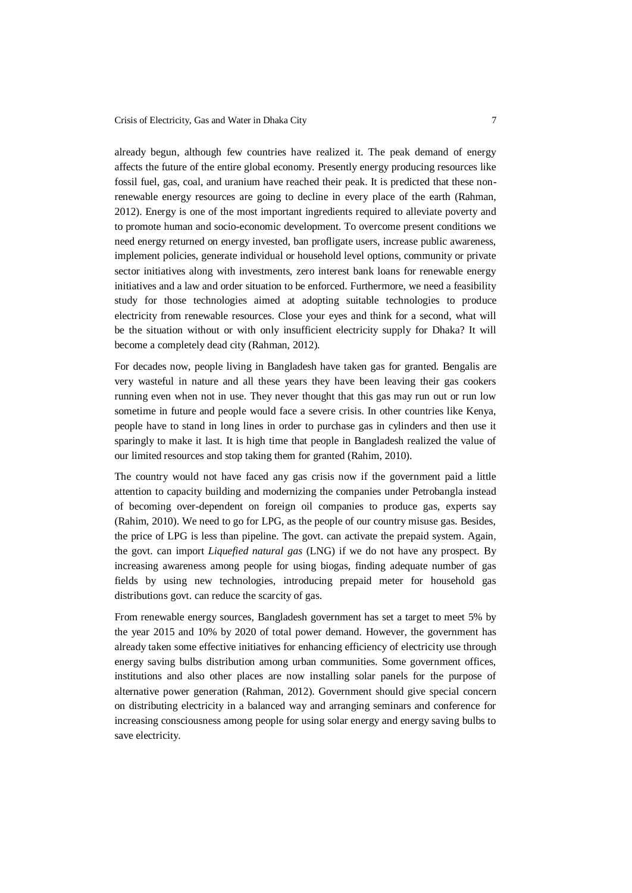already begun, although few countries have realized it. The peak demand of energy affects the future of the entire global economy. Presently energy producing resources like fossil fuel, gas, coal, and uranium have reached their peak. It is predicted that these non-renewable energy resources are going to decline in every place of the earth (Rahman, 2012). Energy is one of the most important ingredients required to alleviate poverty and to promote human and socio-economic development. To overcome present conditions we need energy returned on energy invested, ban profligate users, increase public awareness, implement policies, generate individual or household level options, community or private sector initiatives along with investments, zero interest bank loans for renewable energy initiatives and a law and order situation to be enforced. Furthermore, we need a feasibility study for those technologies aimed at adopting suitable technologies to produce electricity from renewable resources. Close your eyes and think for a second, what will be the situation without or with only insufficient electricity supply for Dhaka? It will become a completely dead city (Rahman, 2012).

For decades now, people living in Bangladesh have taken gas for granted. Bengalis are very wasteful in nature and all these years they have been leaving their gas cookers running even when not in use. They never thought that this gas may run out or run low sometime in future and people would face a severe crisis. In other countries like Kenya, people have to stand in long lines in order to purchase gas in cylinders and then use it sparingly to make it last. It is high time that people in Bangladesh realized the value of our limited resources and stop taking them for granted (Rahim, 2010).

The country would not have faced any gas crisis now if the government paid a little attention to capacity building and modernizing the companies under Petrobangla instead of becoming over-dependent on foreign oil companies to produce gas, experts say (Rahim, 2010). We need to go for LPG, as the people of our country misuse gas. Besides, the price of LPG is less than pipeline. The govt. can activate the prepaid system. Again, the govt. can import *Liquefied natural gas* (LNG) if we do not have any prospect. By increasing awareness among people for using biogas, finding adequate number of gas fields by using new technologies, introducing prepaid meter for household gas distributions govt. can reduce the scarcity of gas.

From renewable energy sources, Bangladesh government has set a target to meet 5% by the year 2015 and 10% by 2020 of total power demand. However, the government has already taken some effective initiatives for enhancing efficiency of electricity use through energy saving bulbs distribution among urban communities. Some government offices, institutions and also other places are now installing solar panels for the purpose of alternative power generation (Rahman, 2012). Government should give special concern on distributing electricity in a balanced way and arranging seminars and conference for increasing consciousness among people for using solar energy and energy saving bulbs to save electricity.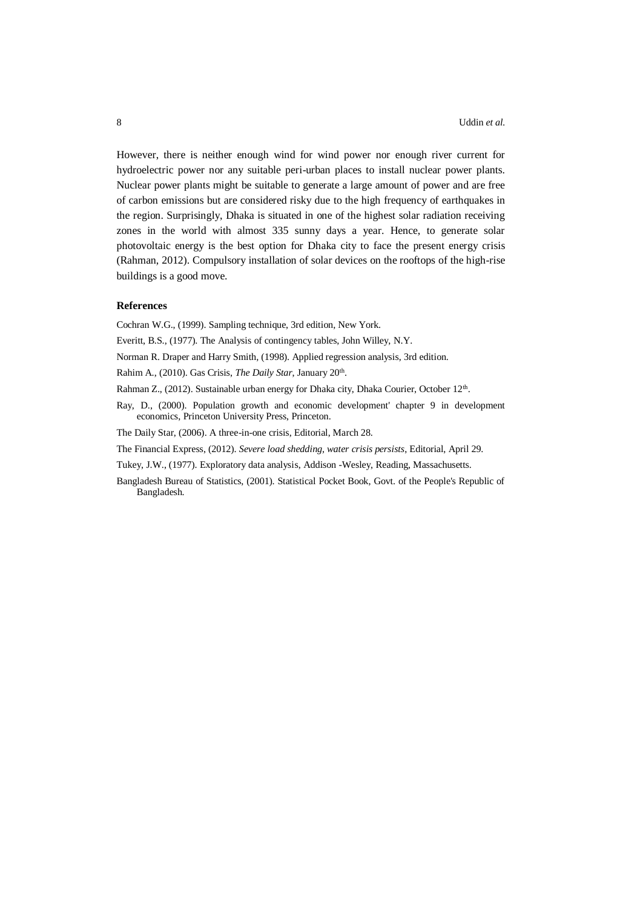However, there is neither enough wind for wind power nor enough river current for hydroelectric power nor any suitable peri-urban places to install nuclear power plants. Nuclear power plants might be suitable to generate a large amount of power and are free of carbon emissions but are considered risky due to the high frequency of earthquakes in the region. Surprisingly, Dhaka is situated in one of the highest solar radiation receiving zones in the world with almost 335 sunny days a year. Hence, to generate solar photovoltaic energy is the best option for Dhaka city to face the present energy crisis (Rahman, 2012). Compulsory installation of solar devices on the rooftops of the high-rise buildings is a good move.

## References

Cochran W.G., (1999). Sampling technique, 3rd edition, New York.

Everitt, B.S., (1977). The Analysis of contingency tables, John Willey, N.Y.

Norman R. Draper and Harry Smith, (1998). Applied regression analysis, 3rd edition.

Rahim A., (2010). Gas Crisis, *The Daily Star*, January 20th.

Rahman Z., (2012). Sustainable urban energy for Dhaka city, Dhaka Courier, October 12th.

Ray, D., (2000). Population growth and economic development' chapter 9 in development economics, Princeton University Press, Princeton.

The Daily Star, (2006). A three-in-one crisis, Editorial, March 28.

The Financial Express, (2012). *Severe load shedding, water crisis persists*, Editorial, April 29.

Tukey, J.W., (1977). Exploratory data analysis, Addison -Wesley, Reading, Massachusetts.

Bangladesh Bureau of Statistics, (2001). Statistical Pocket Book, Govt. of the People's Republic of Bangladesh.